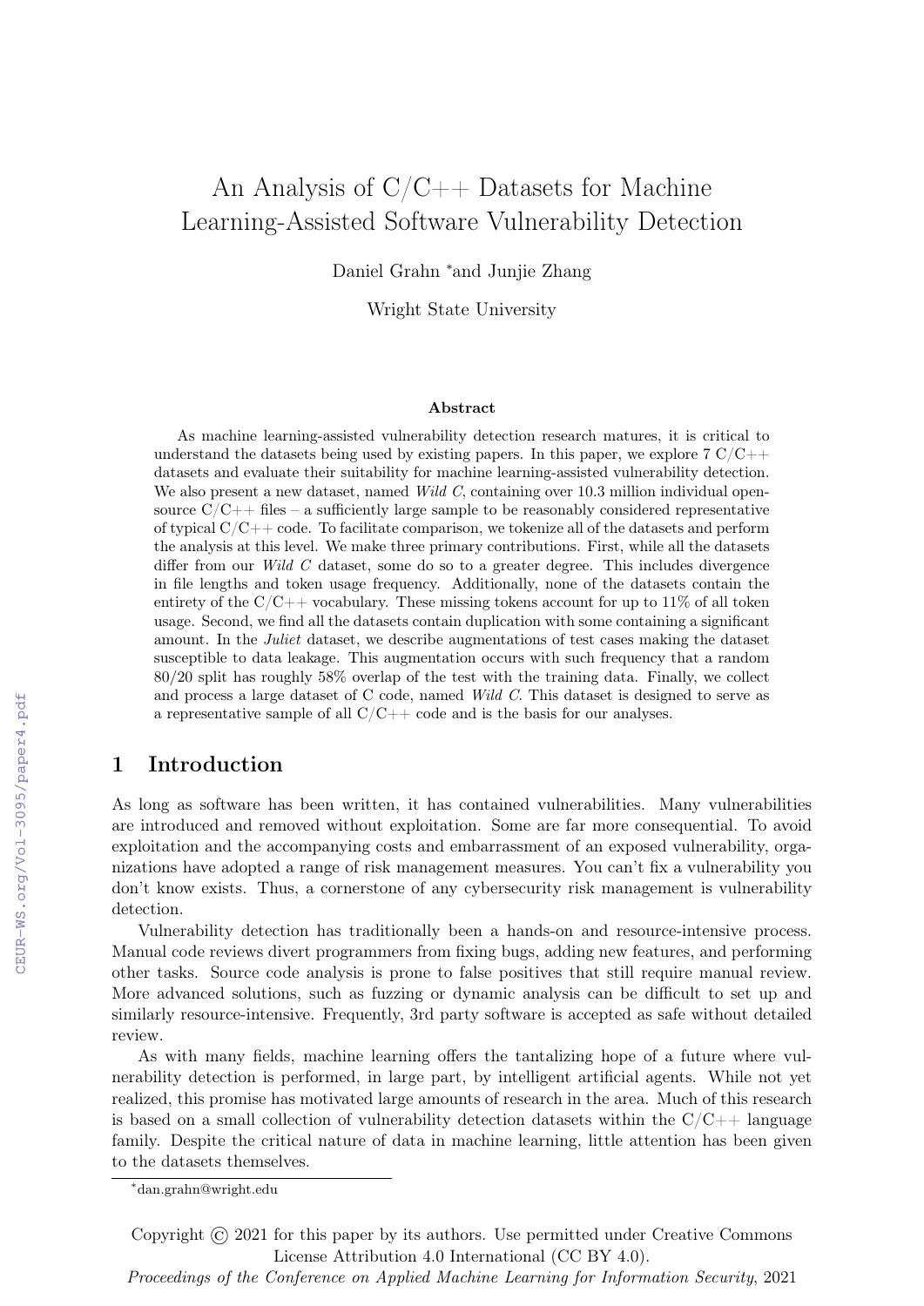# An Analysis of C/C++ Datasets for Machine Learning-Assisted Software Vulnerability Detection

Daniel Grahn *and Junjie Zhang

Wright State University

### Abstract

As machine learning-assisted vulnerability detection research matures, it is critical to understand the datasets being used by existing papers. In this paper, we explore 7 C/C++ datasets and evaluate their suitability for machine learning-assisted vulnerability detection. We also present a new dataset, named *Wild C*, containing over 10.3 million individual open-source C/C++ files – a sufficiently large sample to be reasonably considered representative of typical C/C++ code. To facilitate comparison, we tokenize all of the datasets and perform the analysis at this level. We make three primary contributions. First, while all the datasets differ from our *Wild C* dataset, some do so to a greater degree. This includes divergence in file lengths and token usage frequency. Additionally, none of the datasets contain the entirety of the C/C++ vocabulary. These missing tokens account for up to 11% of all token usage. Second, we find all the datasets contain duplication with some containing a significant amount. In the *Juliet* dataset, we describe augmentations of test cases making the dataset susceptible to data leakage. This augmentation occurs with such frequency that a random 80/20 split has roughly 58% overlap of the test with the training data. Finally, we collect and process a large dataset of C code, named *Wild C*. This dataset is designed to serve as a representative sample of all C/C++ code and is the basis for our analyses.

## 1 Introduction

As long as software has been written, it has contained vulnerabilities. Many vulnerabilities are introduced and removed without exploitation. Some are far more consequential. To avoid exploitation and the accompanying costs and embarrassment of an exposed vulnerability, organizations have adopted a range of risk management measures. You can't fix a vulnerability you don't know exists. Thus, a cornerstone of any cybersecurity risk management is vulnerability detection.

Vulnerability detection has traditionally been a hands-on and resource-intensive process. Manual code reviews divert programmers from fixing bugs, adding new features, and performing other tasks. Source code analysis is prone to false positives that still require manual review. More advanced solutions, such as fuzzing or dynamic analysis can be difficult to set up and similarly resource-intensive. Frequently, 3rd party software is accepted as safe without detailed review.

As with many fields, machine learning offers the tantalizing hope of a future where vulnerability detection is performed, in large part, by intelligent artificial agents. While not yet realized, this promise has motivated large amounts of research in the area. Much of this research is based on a small collection of vulnerability detection datasets within the C/C++ language family. Despite the critical nature of data in machine learning, little attention has been given to the datasets themselves.

*dan.grahn@wright.edu

Copyright © 2021 for this paper by its authors. Use permitted under Creative Commons License Attribution 4.0 International (CC BY 4.0).

*Proceedings of the Conference on Applied Machine Learning for Information Security*, 2021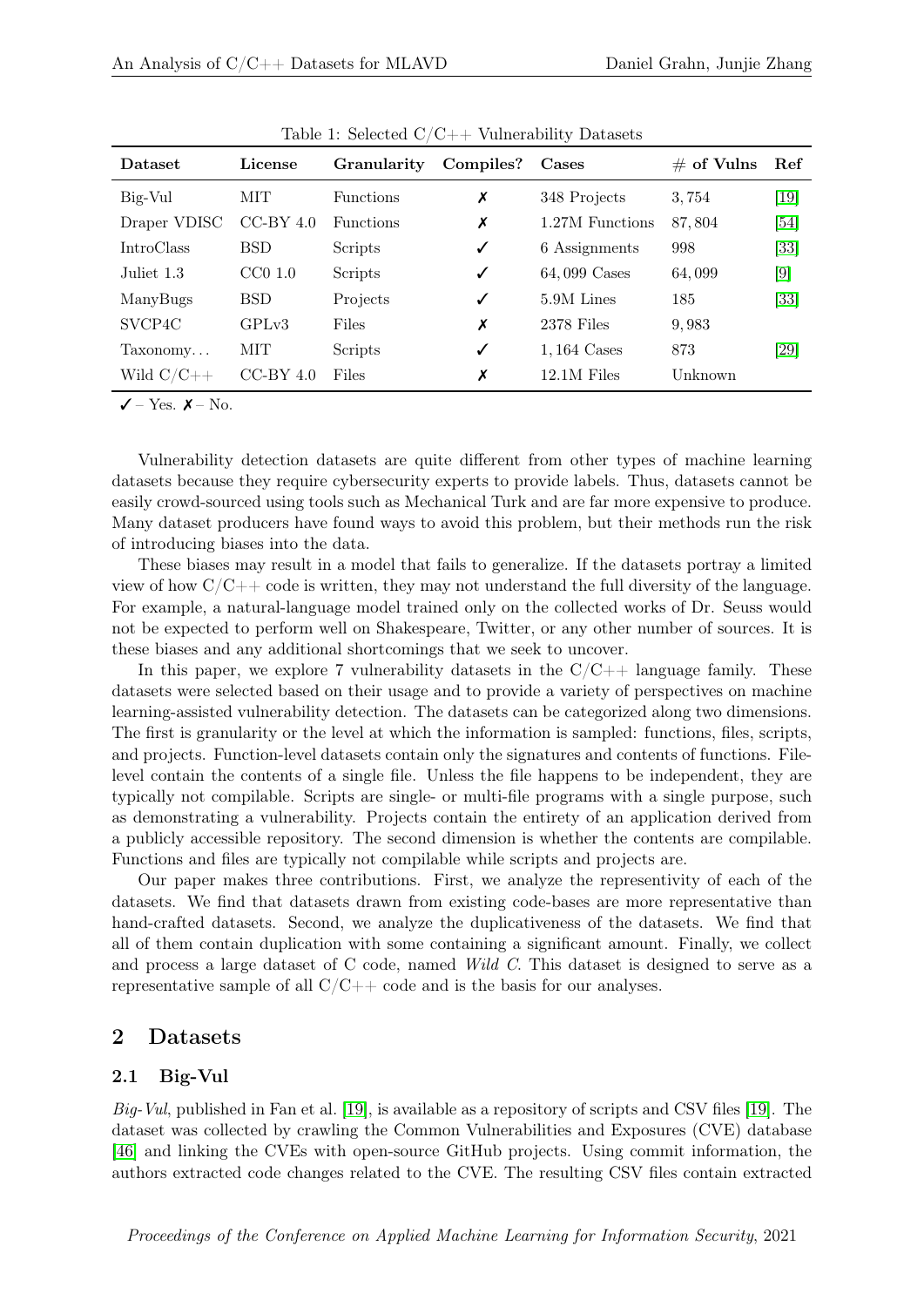Table 1: Selected C/C++ Vulnerability Datasets

| Dataset | License | Granularity | Compiles? | Cases | # of Vulns | Ref |
|---|---|---|---|---|---|---|
| Big-Vul | MIT | Functions | ✗ | 348 Projects | 3,754 | [19] |
| Draper VDISC | CC-BY 4.0 | Functions | ✗ | 1.27M Functions | 87,804 | [54] |
| IntroClass | BSD | Scripts | ✓ | 6 Assignments | 998 | [33] |
| Juliet 1.3 | CC0 1.0 | Scripts | ✓ | 64,099 Cases | 64,099 | [9] |
| ManyBugs | BSD | Projects | ✓ | 5.9M Lines | 185 | [33] |
| SVCP4C | GPLv3 | Files | ✗ | 2378 Files | 9,983 | |
| Taxonomy… | MIT | Scripts | ✓ | 1,164 Cases | 873 | [29] |
| Wild C/C++ | CC-BY 4.0 | Files | ✗ | 12.1M Files | Unknown | |

✓ – Yes. ✗ – No.

Vulnerability detection datasets are quite different from other types of machine learning datasets because they require cybersecurity experts to provide labels. Thus, datasets cannot be easily crowd-sourced using tools such as Mechanical Turk and are far more expensive to produce. Many dataset producers have found ways to avoid this problem, but their methods run the risk of introducing biases into the data.

These biases may result in a model that fails to generalize. If the datasets portray a limited view of how C/C++ code is written, they may not understand the full diversity of the language. For example, a natural-language model trained only on the collected works of Dr. Seuss would not be expected to perform well on Shakespeare, Twitter, or any other number of sources. It is these biases and any additional shortcomings that we seek to uncover.

In this paper, we explore 7 vulnerability datasets in the C/C++ language family. These datasets were selected based on their usage and to provide a variety of perspectives on machine learning-assisted vulnerability detection. The datasets can be categorized along two dimensions. The first is granularity or the level at which the information is sampled: functions, files, scripts, and projects. Function-level datasets contain only the signatures and contents of functions. File-level contain the contents of a single file. Unless the file happens to be independent, they are typically not compilable. Scripts are single- or multi-file programs with a single purpose, such as demonstrating a vulnerability. Projects contain the entirety of an application derived from a publicly accessible repository. The second dimension is whether the contents are compilable. Functions and files are typically not compilable while scripts and projects are.

Our paper makes three contributions. First, we analyze the representivity of each of the datasets. We find that datasets drawn from existing code-bases are more representative than hand-crafted datasets. Second, we analyze the duplicativeness of the datasets. We find that all of them contain duplication with some containing a significant amount. Finally, we collect and process a large dataset of C code, named *Wild C*. This dataset is designed to serve as a representative sample of all C/C++ code and is the basis for our analyses.

## 2 Datasets

### 2.1 Big-Vul

*Big-Vul*, published in Fan et al. [19], is available as a repository of scripts and CSV files [19]. The dataset was collected by crawling the Common Vulnerabilities and Exposures (CVE) database [46] and linking the CVEs with open-source GitHub projects. Using commit information, the authors extracted code changes related to the CVE. The resulting CSV files contain extracted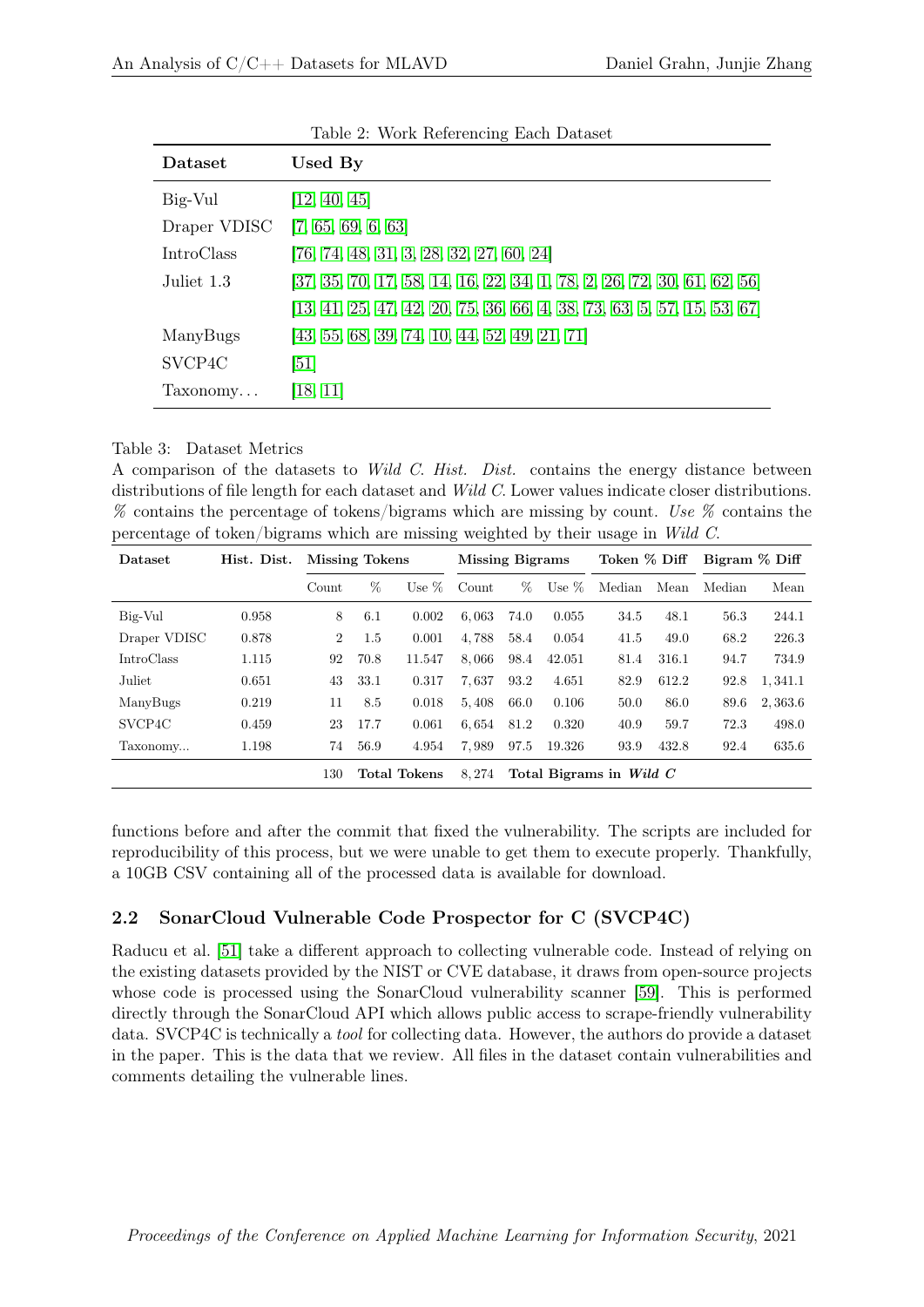Table 2: Work Referencing Each Dataset

| Dataset | Used By |
|---|---|
| Big-Vul | [12, 40, 45] |
| Draper VDISC | [7, 65, 69, 6, 63] |
| IntroClass | [76, 74, 48, 31, 3, 28, 32, 27, 60, 24] |
| Juliet 1.3 | [37, 35, 70, 17, 58, 14, 16, 22, 34, 1, 78, 2, 26, 72, 30, 61, 62, 56] |
| | [13, 41, 25, 47, 42, 20, 75, 36, 66, 4, 38, 73, 63, 5, 57, 15, 53, 67] |
| ManyBugs | [43, 55, 68, 39, 74, 10, 44, 52, 49, 21, 71] |
| SVCP4C | [51] |
| Taxonomy… | [18, 11] |

Table 3: Dataset Metrics
A comparison of the datasets to *Wild C*. *Hist. Dist.* contains the energy distance between distributions of file length for each dataset and *Wild C*. Lower values indicate closer distributions. *%* contains the percentage of tokens/bigrams which are missing by count. *Use %* contains the percentage of token/bigrams which are missing weighted by their usage in *Wild C*.

| Dataset | Hist. Dist. | Missing Tokens | | | Missing Bigrams | | | Token % Diff | | Bigram % Diff | |
|---|---|---|---|---|---|---|---|---|---|---|---|
| | | Count | % | Use % | Count | % | Use % | Median | Mean | Median | Mean |
| Big-Vul | 0.958 | 8 | 6.1 | 0.002 | 6,063 | 74.0 | 0.055 | 34.5 | 48.1 | 56.3 | 244.1 |
| Draper VDISC | 0.878 | 2 | 1.5 | 0.001 | 4,788 | 58.4 | 0.054 | 41.5 | 49.0 | 68.2 | 226.3 |
| IntroClass | 1.115 | 92 | 70.8 | 11.547 | 8,066 | 98.4 | 42.051 | 81.4 | 316.1 | 94.7 | 734.9 |
| Juliet | 0.651 | 43 | 33.1 | 0.317 | 7,637 | 93.2 | 4.651 | 82.9 | 612.2 | 92.8 | 1,341.1 |
| ManyBugs | 0.219 | 11 | 8.5 | 0.018 | 5,408 | 66.0 | 0.106 | 50.0 | 86.0 | 89.6 | 2,363.6 |
| SVCP4C | 0.459 | 23 | 17.7 | 0.061 | 6,654 | 81.2 | 0.320 | 40.9 | 59.7 | 72.3 | 498.0 |
| Taxonomy... | 1.198 | 74 | 56.9 | 4.954 | 7,989 | 97.5 | 19.326 | 93.9 | 432.8 | 92.4 | 635.6 |
| | | 130 | **Total Tokens** | | 8,274 | **Total Bigrams in *Wild C*** | | | | | |

functions before and after the commit that fixed the vulnerability. The scripts are included for reproducibility of this process, but we were unable to get them to execute properly. Thankfully, a 10GB CSV containing all of the processed data is available for download.

## 2.2 SonarCloud Vulnerable Code Prospector for C (SVCP4C)

Raducu et al. [51] take a different approach to collecting vulnerable code. Instead of relying on the existing datasets provided by the NIST or CVE database, it draws from open-source projects whose code is processed using the SonarCloud vulnerability scanner [59]. This is performed directly through the SonarCloud API which allows public access to scrape-friendly vulnerability data. SVCP4C is technically a *tool* for collecting data. However, the authors do provide a dataset in the paper. This is the data that we review. All files in the dataset contain vulnerabilities and comments detailing the vulnerable lines.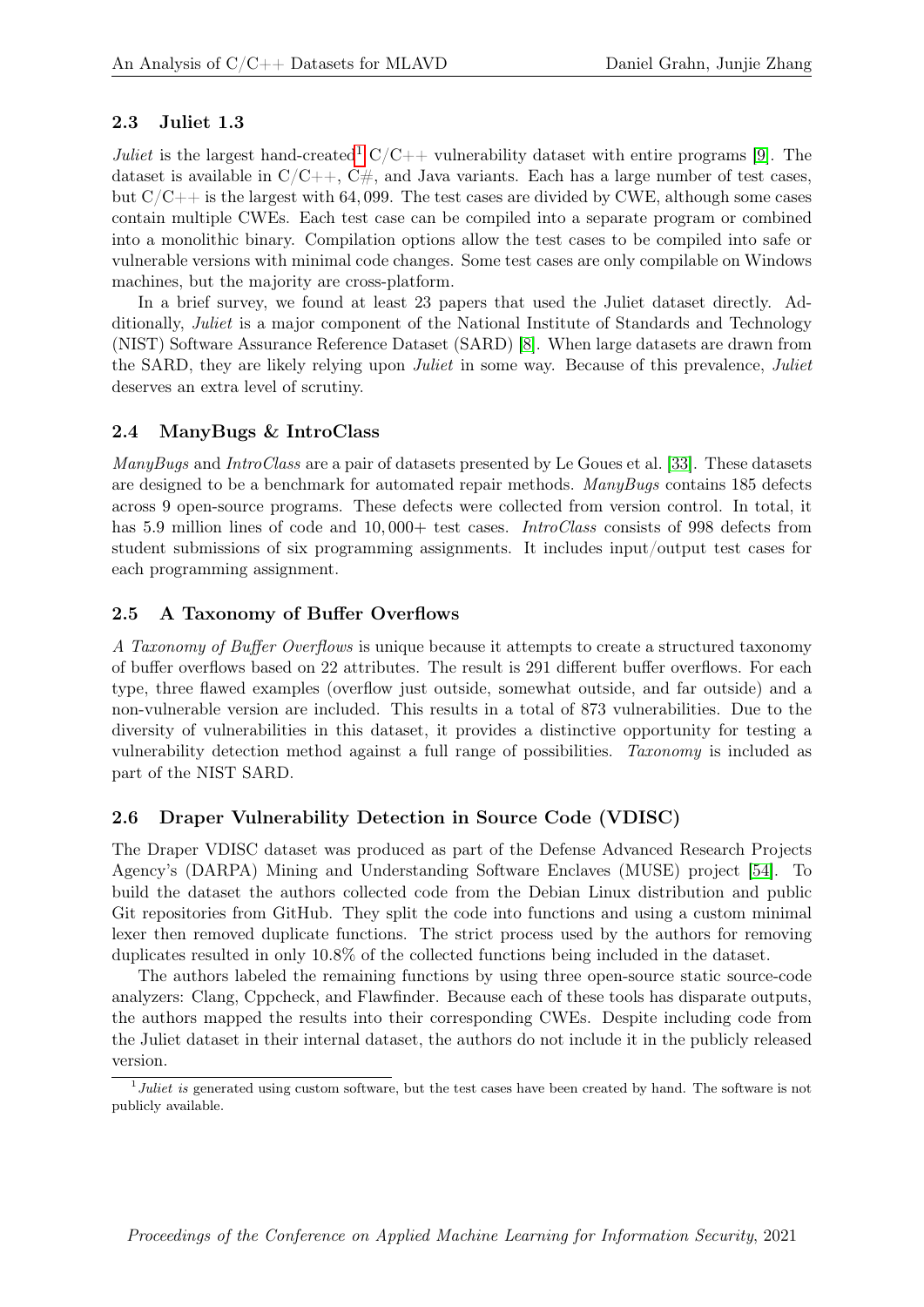### 2.3 Juliet 1.3

*Juliet* is the largest hand-created[1] C/C++ vulnerability dataset with entire programs [9]. The dataset is available in C/C++, C#, and Java variants. Each has a large number of test cases, but C/C++ is the largest with 64,099. The test cases are divided by CWE, although some cases contain multiple CWEs. Each test case can be compiled into a separate program or combined into a monolithic binary. Compilation options allow the test cases to be compiled into safe or vulnerable versions with minimal code changes. Some test cases are only compilable on Windows machines, but the majority are cross-platform.

In a brief survey, we found at least 23 papers that used the Juliet dataset directly. Additionally, *Juliet* is a major component of the National Institute of Standards and Technology (NIST) Software Assurance Reference Dataset (SARD) [8]. When large datasets are drawn from the SARD, they are likely relying upon *Juliet* in some way. Because of this prevalence, *Juliet* deserves an extra level of scrutiny.

### 2.4 ManyBugs & IntroClass

*ManyBugs* and *IntroClass* are a pair of datasets presented by Le Goues et al. [33]. These datasets are designed to be a benchmark for automated repair methods. *ManyBugs* contains 185 defects across 9 open-source programs. These defects were collected from version control. In total, it has 5.9 million lines of code and 10,000+ test cases. *IntroClass* consists of 998 defects from student submissions of six programming assignments. It includes input/output test cases for each programming assignment.

### 2.5 A Taxonomy of Buffer Overflows

*A Taxonomy of Buffer Overflows* is unique because it attempts to create a structured taxonomy of buffer overflows based on 22 attributes. The result is 291 different buffer overflows. For each type, three flawed examples (overflow just outside, somewhat outside, and far outside) and a non-vulnerable version are included. This results in a total of 873 vulnerabilities. Due to the diversity of vulnerabilities in this dataset, it provides a distinctive opportunity for testing a vulnerability detection method against a full range of possibilities. *Taxonomy* is included as part of the NIST SARD.

### 2.6 Draper Vulnerability Detection in Source Code (VDISC)

The Draper VDISC dataset was produced as part of the Defense Advanced Research Projects Agency's (DARPA) Mining and Understanding Software Enclaves (MUSE) project [54]. To build the dataset the authors collected code from the Debian Linux distribution and public Git repositories from GitHub. They split the code into functions and using a custom minimal lexer then removed duplicate functions. The strict process used by the authors for removing duplicates resulted in only 10.8% of the collected functions being included in the dataset.

The authors labeled the remaining functions by using three open-source static source-code analyzers: Clang, Cppcheck, and Flawfinder. Because each of these tools has disparate outputs, the authors mapped the results into their corresponding CWEs. Despite including code from the Juliet dataset in their internal dataset, the authors do not include it in the publicly released version.

[1] *Juliet is* generated using custom software, but the test cases have been created by hand. The software is not publicly available.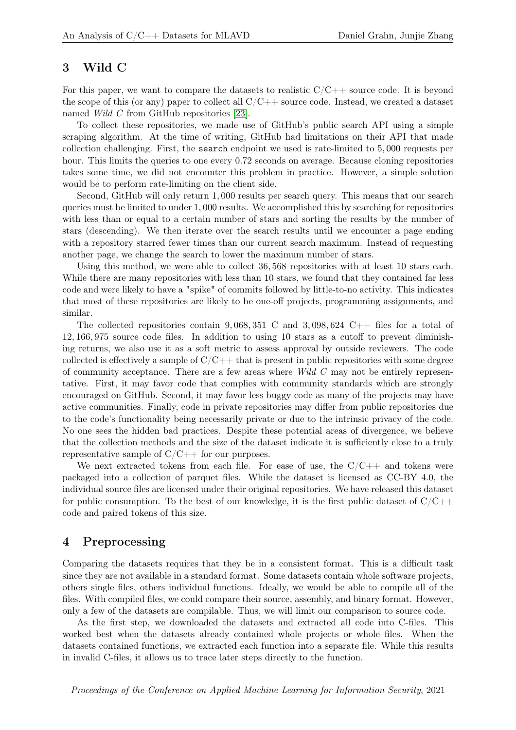## 3 Wild C

For this paper, we want to compare the datasets to realistic C/C++ source code. It is beyond the scope of this (or any) paper to collect all C/C++ source code. Instead, we created a dataset named *Wild C* from GitHub repositories [23].

To collect these repositories, we made use of GitHub's public search API using a simple scraping algorithm. At the time of writing, GitHub had limitations on their API that made collection challenging. First, the `search` endpoint we used is rate-limited to 5,000 requests per hour. This limits the queries to one every 0.72 seconds on average. Because cloning repositories takes some time, we did not encounter this problem in practice. However, a simple solution would be to perform rate-limiting on the client side.

Second, GitHub will only return 1,000 results per search query. This means that our search queries must be limited to under 1,000 results. We accomplished this by searching for repositories with less than or equal to a certain number of stars and sorting the results by the number of stars (descending). We then iterate over the search results until we encounter a page ending with a repository starred fewer times than our current search maximum. Instead of requesting another page, we change the search to lower the maximum number of stars.

Using this method, we were able to collect 36,568 repositories with at least 10 stars each. While there are many repositories with less than 10 stars, we found that they contained far less code and were likely to have a "spike" of commits followed by little-to-no activity. This indicates that most of these repositories are likely to be one-off projects, programming assignments, and similar.

The collected repositories contain 9,068,351 C and 3,098,624 C++ files for a total of 12,166,975 source code files. In addition to using 10 stars as a cutoff to prevent diminishing returns, we also use it as a soft metric to assess approval by outside reviewers. The code collected is effectively a sample of C/C++ that is present in public repositories with some degree of community acceptance. There are a few areas where *Wild C* may not be entirely representative. First, it may favor code that complies with community standards which are strongly encouraged on GitHub. Second, it may favor less buggy code as many of the projects may have active communities. Finally, code in private repositories may differ from public repositories due to the code's functionality being necessarily private or due to the intrinsic privacy of the code. No one sees the hidden bad practices. Despite these potential areas of divergence, we believe that the collection methods and the size of the dataset indicate it is sufficiently close to a truly representative sample of C/C++ for our purposes.

We next extracted tokens from each file. For ease of use, the C/C++ and tokens were packaged into a collection of parquet files. While the dataset is licensed as CC-BY 4.0, the individual source files are licensed under their original repositories. We have released this dataset for public consumption. To the best of our knowledge, it is the first public dataset of C/C++ code and paired tokens of this size.

## 4 Preprocessing

Comparing the datasets requires that they be in a consistent format. This is a difficult task since they are not available in a standard format. Some datasets contain whole software projects, others single files, others individual functions. Ideally, we would be able to compile all of the files. With compiled files, we could compare their source, assembly, and binary format. However, only a few of the datasets are compilable. Thus, we will limit our comparison to source code.

As the first step, we downloaded the datasets and extracted all code into C-files. This worked best when the datasets already contained whole projects or whole files. When the datasets contained functions, we extracted each function into a separate file. While this results in invalid C-files, it allows us to trace later steps directly to the function.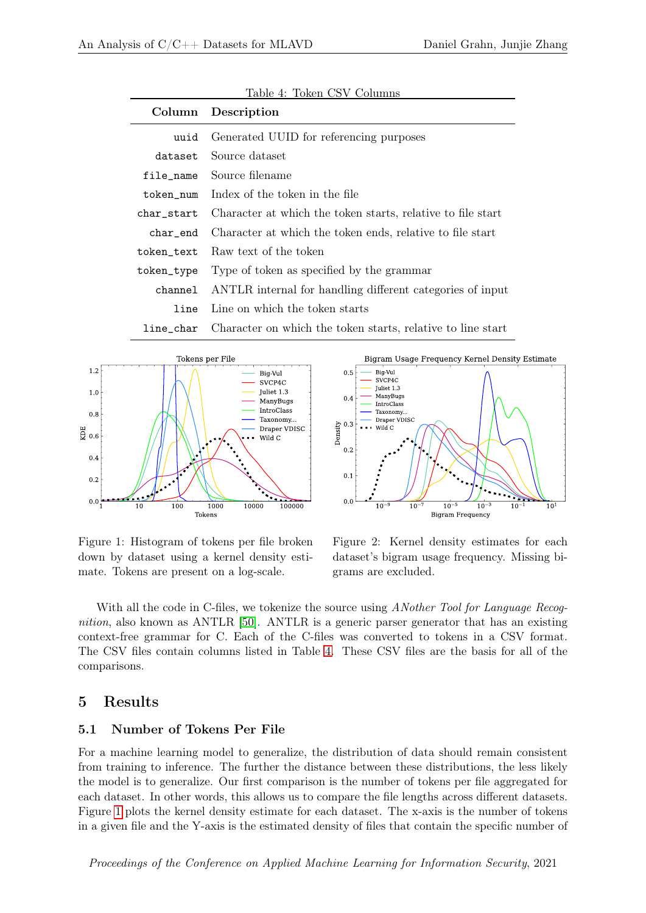Table 4: Token CSV Columns

| Column | Description |
|---|---|
| uuid | Generated UUID for referencing purposes |
| dataset | Source dataset |
| file_name | Source filename |
| token_num | Index of the token in the file |
| char_start | Character at which the token starts, relative to file start |
| char_end | Character at which the token ends, relative to file start |
| token_text | Raw text of the token |
| token_type | Type of token as specified by the grammar |
| channel | ANTLR internal for handling different categories of input |
| line | Line on which the token starts |
| line_char | Character on which the token starts, relative to line start |

Figure 1: Histogram of tokens per file broken down by dataset using a kernel density estimate. Tokens are present on a log-scale.

Figure 2: Kernel density estimates for each dataset's bigram usage frequency. Missing bigrams are excluded.

With all the code in C-files, we tokenize the source using *ANother Tool for Language Recognition*, also known as ANTLR [50]. ANTLR is a generic parser generator that has an existing context-free grammar for C. Each of the C-files was converted to tokens in a CSV format. The CSV files contain columns listed in Table 4. These CSV files are the basis for all of the comparisons.

## 5 Results

### 5.1 Number of Tokens Per File

For a machine learning model to generalize, the distribution of data should remain consistent from training to inference. The further the distance between these distributions, the less likely the model is to generalize. Our first comparison is the number of tokens per file aggregated for each dataset. In other words, this allows us to compare the file lengths across different datasets. Figure 1 plots the kernel density estimate for each dataset. The x-axis is the number of tokens in a given file and the Y-axis is the estimated density of files that contain the specific number of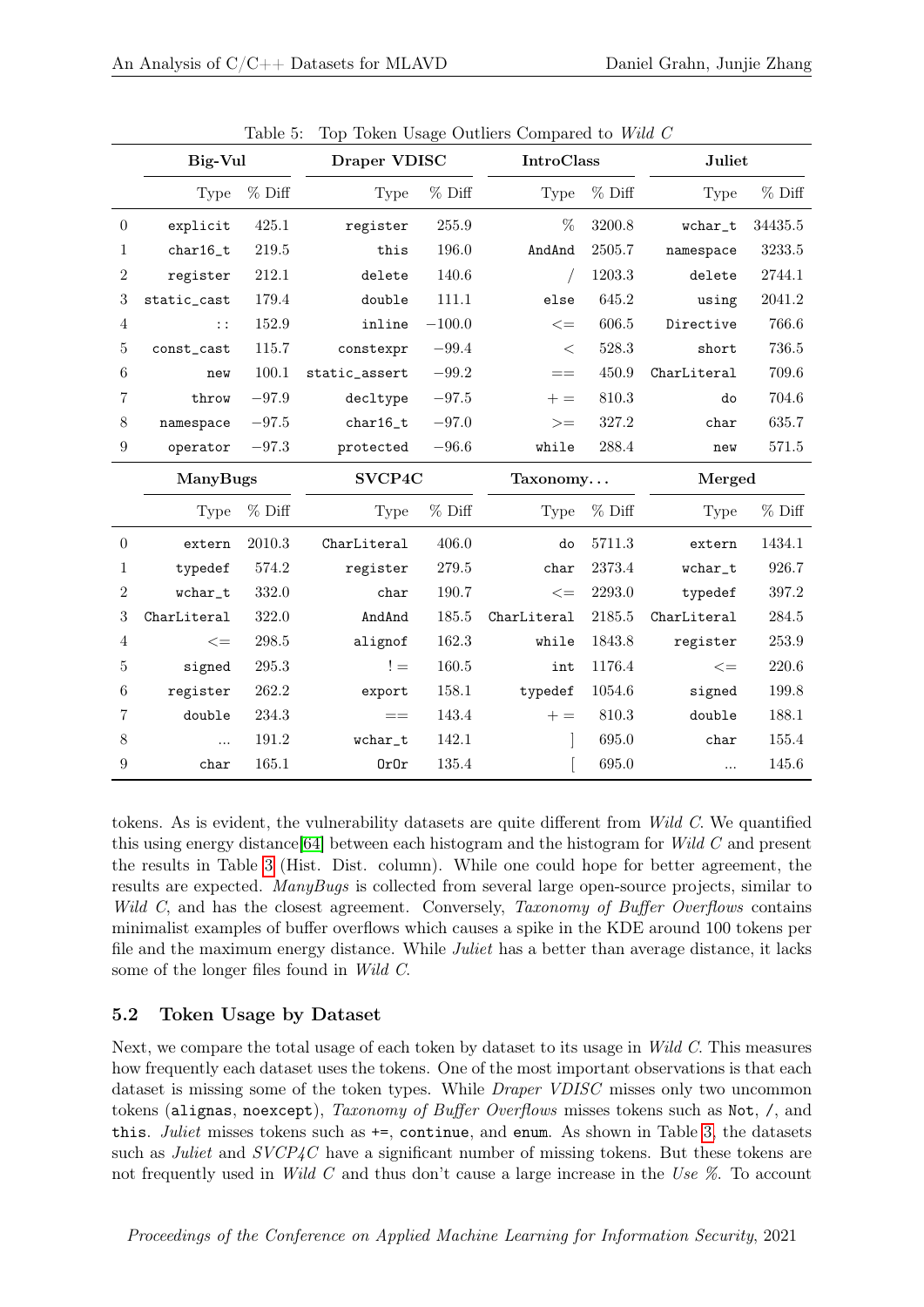Table 5: Top Token Usage Outliers Compared to *Wild C*

| | Big-Vul | | Draper VDISC | | IntroClass | | Juliet | |
|---|---|---|---|---|---|---|---|---|
| | Type | % Diff | Type | % Diff | Type | % Diff | Type | % Diff |
| 0 | explicit | 425.1 | register | 255.9 | % | 3200.8 | wchar_t | 34435.5 |
| 1 | char16_t | 219.5 | this | 196.0 | AndAnd | 2505.7 | namespace | 3233.5 |
| 2 | register | 212.1 | delete | 140.6 | / | 1203.3 | delete | 2744.1 |
| 3 | static_cast | 179.4 | double | 111.1 | else | 645.2 | using | 2041.2 |
| 4 | :: | 152.9 | inline | −100.0 | <= | 606.5 | Directive | 766.6 |
| 5 | const_cast | 115.7 | constexpr | −99.4 | < | 528.3 | short | 736.5 |
| 6 | new | 100.1 | static_assert | −99.2 | == | 450.9 | CharLiteral | 709.6 |
| 7 | throw | −97.9 | decltype | −97.5 | += | 810.3 | do | 704.6 |
| 8 | namespace | −97.5 | char16_t | −97.0 | >= | 327.2 | char | 635.7 |
| 9 | operator | −97.3 | protected | −96.6 | while | 288.4 | new | 571.5 |
| | **ManyBugs** | | **SVCP4C** | | **Taxonomy...** | | **Merged** | |
| | Type | % Diff | Type | % Diff | Type | % Diff | Type | % Diff |
| 0 | extern | 2010.3 | CharLiteral | 406.0 | do | 5711.3 | extern | 1434.1 |
| 1 | typedef | 574.2 | register | 279.5 | char | 2373.4 | wchar_t | 926.7 |
| 2 | wchar_t | 332.0 | char | 190.7 | <= | 2293.0 | typedef | 397.2 |
| 3 | CharLiteral | 322.0 | AndAnd | 185.5 | CharLiteral | 2185.5 | CharLiteral | 284.5 |
| 4 | <= | 298.5 | alignof | 162.3 | while | 1843.8 | register | 253.9 |
| 5 | signed | 295.3 | != | 160.5 | int | 1176.4 | <= | 220.6 |
| 6 | register | 262.2 | export | 158.1 | typedef | 1054.6 | signed | 199.8 |
| 7 | double | 234.3 | == | 143.4 | += | 810.3 | double | 188.1 |
| 8 | ... | 191.2 | wchar_t | 142.1 | ] | 695.0 | char | 155.4 |
| 9 | char | 165.1 | OrOr | 135.4 | [ | 695.0 | ... | 145.6 |

tokens. As is evident, the vulnerability datasets are quite different from *Wild C*. We quantified this using energy distance[64] between each histogram and the histogram for *Wild C* and present the results in Table 3 (Hist. Dist. column). While one could hope for better agreement, the results are expected. *ManyBugs* is collected from several large open-source projects, similar to *Wild C*, and has the closest agreement. Conversely, *Taxonomy of Buffer Overflows* contains minimalist examples of buffer overflows which causes a spike in the KDE around 100 tokens per file and the maximum energy distance. While *Juliet* has a better than average distance, it lacks some of the longer files found in *Wild C*.

### 5.2 Token Usage by Dataset

Next, we compare the total usage of each token by dataset to its usage in *Wild C*. This measures how frequently each dataset uses the tokens. One of the most important observations is that each dataset is missing some of the token types. While *Draper VDISC* misses only two uncommon tokens (`alignas`, `noexcept`), *Taxonomy of Buffer Overflows* misses tokens such as `Not`, `/`, and `this`. *Juliet* misses tokens such as `+=`, `continue`, and `enum`. As shown in Table 3, the datasets such as *Juliet* and *SVCP4C* have a significant number of missing tokens. But these tokens are not frequently used in *Wild C* and thus don't cause a large increase in the *Use %*. To account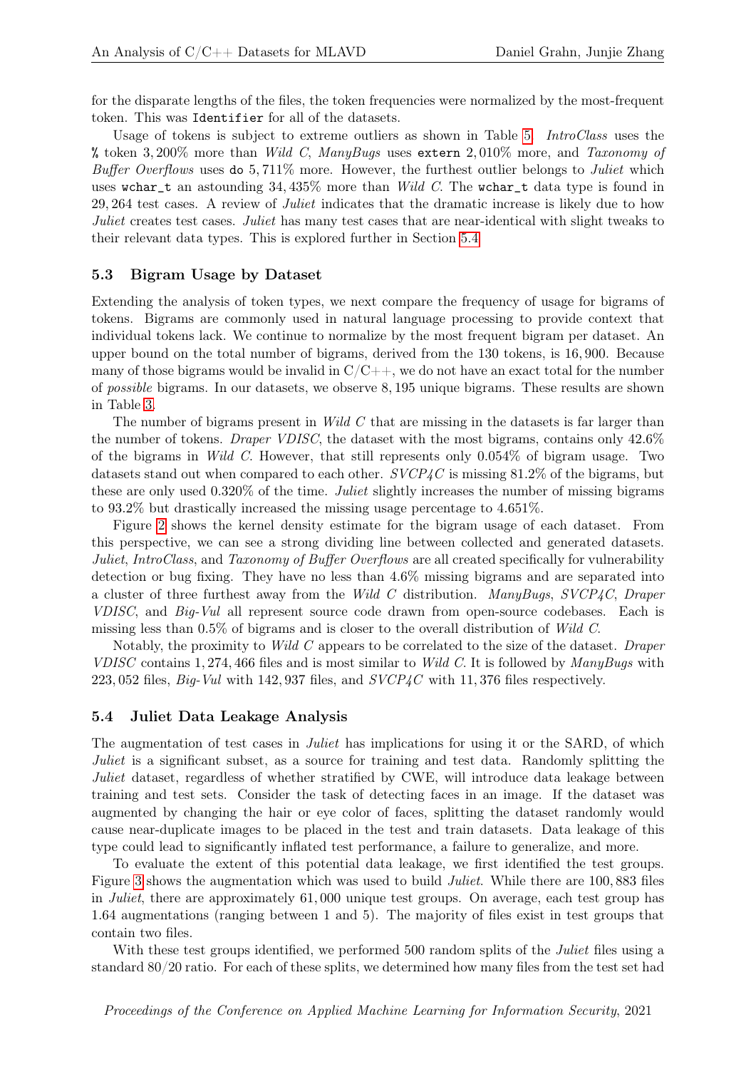for the disparate lengths of the files, the token frequencies were normalized by the most-frequent token. This was `Identifier` for all of the datasets.

Usage of tokens is subject to extreme outliers as shown in Table 5. *IntroClass* uses the `%` token 3,200% more than *Wild C*, *ManyBugs* uses `extern` 2,010% more, and *Taxonomy of Buffer Overflows* uses `do` 5,711% more. However, the furthest outlier belongs to *Juliet* which uses `wchar_t` an astounding 34,435% more than *Wild C*. The `wchar_t` data type is found in 29,264 test cases. A review of *Juliet* indicates that the dramatic increase is likely due to how *Juliet* creates test cases. *Juliet* has many test cases that are near-identical with slight tweaks to their relevant data types. This is explored further in Section 5.4.

### 5.3 Bigram Usage by Dataset

Extending the analysis of token types, we next compare the frequency of usage for bigrams of tokens. Bigrams are commonly used in natural language processing to provide context that individual tokens lack. We continue to normalize by the most frequent bigram per dataset. An upper bound on the total number of bigrams, derived from the 130 tokens, is 16,900. Because many of those bigrams would be invalid in C/C++, we do not have an exact total for the number of *possible* bigrams. In our datasets, we observe 8,195 unique bigrams. These results are shown in Table 3.

The number of bigrams present in *Wild C* that are missing in the datasets is far larger than the number of tokens. *Draper VDISC*, the dataset with the most bigrams, contains only 42.6% of the bigrams in *Wild C*. However, that still represents only 0.054% of bigram usage. Two datasets stand out when compared to each other. *SVCP4C* is missing 81.2% of the bigrams, but these are only used 0.320% of the time. *Juliet* slightly increases the number of missing bigrams to 93.2% but drastically increased the missing usage percentage to 4.651%.

Figure 2 shows the kernel density estimate for the bigram usage of each dataset. From this perspective, we can see a strong dividing line between collected and generated datasets. *Juliet*, *IntroClass*, and *Taxonomy of Buffer Overflows* are all created specifically for vulnerability detection or bug fixing. They have no less than 4.6% missing bigrams and are separated into a cluster of three furthest away from the *Wild C* distribution. *ManyBugs*, *SVCP4C*, *Draper VDISC*, and *Big-Vul* all represent source code drawn from open-source codebases. Each is missing less than 0.5% of bigrams and is closer to the overall distribution of *Wild C*.

Notably, the proximity to *Wild C* appears to be correlated to the size of the dataset. *Draper VDISC* contains 1,274,466 files and is most similar to *Wild C*. It is followed by *ManyBugs* with 223,052 files, *Big-Vul* with 142,937 files, and *SVCP4C* with 11,376 files respectively.

### 5.4 Juliet Data Leakage Analysis

The augmentation of test cases in *Juliet* has implications for using it or the SARD, of which *Juliet* is a significant subset, as a source for training and test data. Randomly splitting the *Juliet* dataset, regardless of whether stratified by CWE, will introduce data leakage between training and test sets. Consider the task of detecting faces in an image. If the dataset was augmented by changing the hair or eye color of faces, splitting the dataset randomly would cause near-duplicate images to be placed in the test and train datasets. Data leakage of this type could lead to significantly inflated test performance, a failure to generalize, and more.

To evaluate the extent of this potential data leakage, we first identified the test groups. Figure 3 shows the augmentation which was used to build *Juliet*. While there are 100,883 files in *Juliet*, there are approximately 61,000 unique test groups. On average, each test group has 1.64 augmentations (ranging between 1 and 5). The majority of files exist in test groups that contain two files.

With these test groups identified, we performed 500 random splits of the *Juliet* files using a standard 80/20 ratio. For each of these splits, we determined how many files from the test set had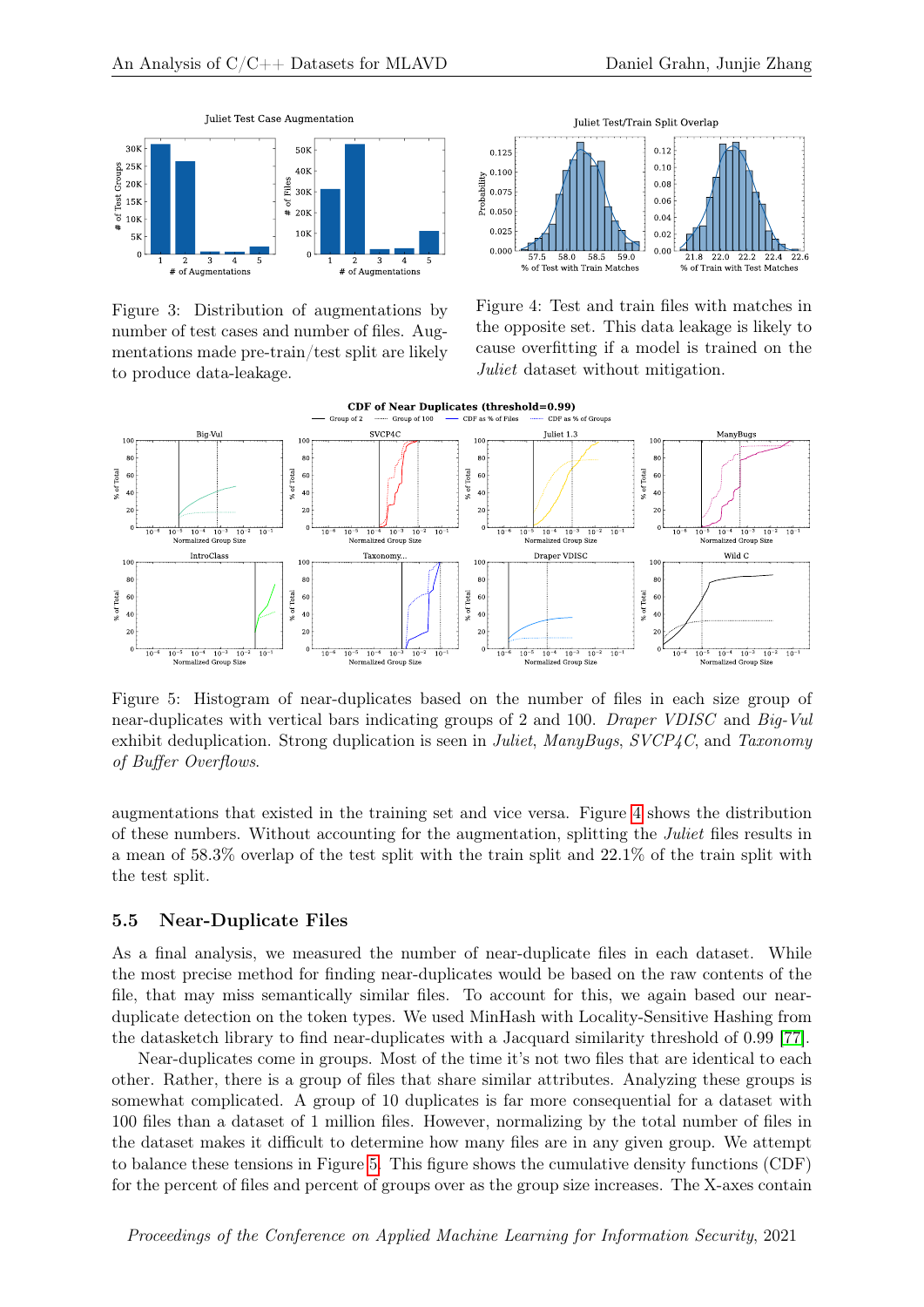Figure 3: Distribution of augmentations by number of test cases and number of files. Augmentations made pre-train/test split are likely to produce data-leakage.

Figure 4: Test and train files with matches in the opposite set. This data leakage is likely to cause overfitting if a model is trained on the *Juliet* dataset without mitigation.

Figure 5: Histogram of near-duplicates based on the number of files in each size group of near-duplicates with vertical bars indicating groups of 2 and 100. *Draper VDISC* and *Big-Vul* exhibit deduplication. Strong duplication is seen in *Juliet*, *ManyBugs*, *SVCP4C*, and *Taxonomy of Buffer Overflows*.

augmentations that existed in the training set and vice versa. Figure 4 shows the distribution of these numbers. Without accounting for the augmentation, splitting the *Juliet* files results in a mean of 58.3% overlap of the test split with the train split and 22.1% of the train split with the test split.

### 5.5 Near-Duplicate Files

As a final analysis, we measured the number of near-duplicate files in each dataset. While the most precise method for finding near-duplicates would be based on the raw contents of the file, that may miss semantically similar files. To account for this, we again based our near-duplicate detection on the token types. We used MinHash with Locality-Sensitive Hashing from the datasketch library to find near-duplicates with a Jacquard similarity threshold of 0.99 [77].

Near-duplicates come in groups. Most of the time it's not two files that are identical to each other. Rather, there is a group of files that share similar attributes. Analyzing these groups is somewhat complicated. A group of 10 duplicates is far more consequential for a dataset with 100 files than a dataset of 1 million files. However, normalizing by the total number of files in the dataset makes it difficult to determine how many files are in any given group. We attempt to balance these tensions in Figure 5. This figure shows the cumulative density functions (CDF) for the percent of files and percent of groups over as the group size increases. The X-axes contain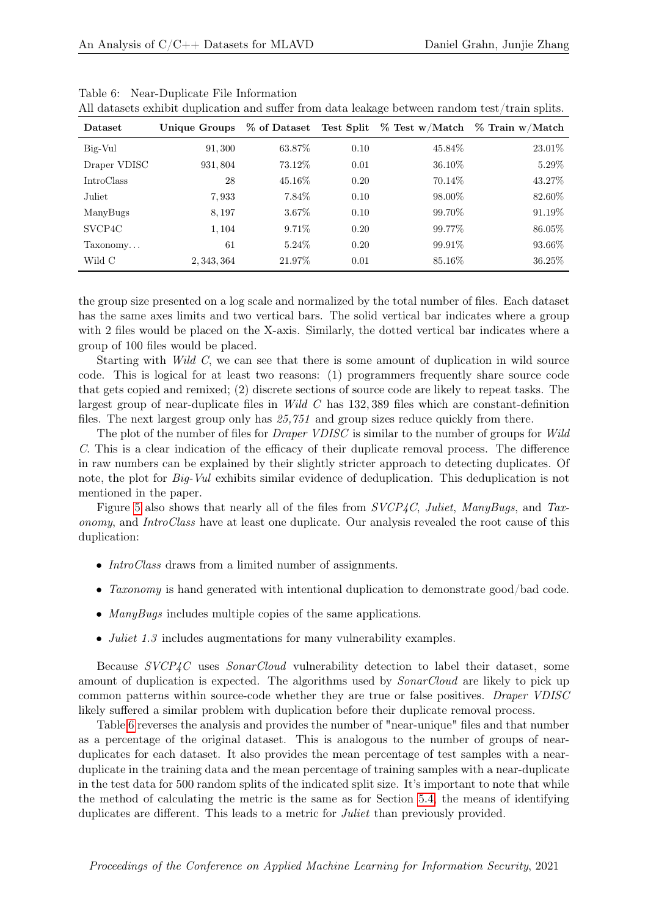Table 6: Near-Duplicate File Information
All datasets exhibit duplication and suffer from data leakage between random test/train splits.

| Dataset | Unique Groups | % of Dataset | Test Split | % Test w/Match | % Train w/Match |
|---|---|---|---|---|---|
| Big-Vul | 91,300 | 63.87% | 0.10 | 45.84% | 23.01% |
| Draper VDISC | 931,804 | 73.12% | 0.01 | 36.10% | 5.29% |
| IntroClass | 28 | 45.16% | 0.20 | 70.14% | 43.27% |
| Juliet | 7,933 | 7.84% | 0.10 | 98.00% | 82.60% |
| ManyBugs | 8,197 | 3.67% | 0.10 | 99.70% | 91.19% |
| SVCP4C | 1,104 | 9.71% | 0.20 | 99.77% | 86.05% |
| Taxonomy… | 61 | 5.24% | 0.20 | 99.91% | 93.66% |
| Wild C | 2,343,364 | 21.97% | 0.01 | 85.16% | 36.25% |

the group size presented on a log scale and normalized by the total number of files. Each dataset has the same axes limits and two vertical bars. The solid vertical bar indicates where a group with 2 files would be placed on the X-axis. Similarly, the dotted vertical bar indicates where a group of 100 files would be placed.

Starting with *Wild C*, we can see that there is some amount of duplication in wild source code. This is logical for at least two reasons: (1) programmers frequently share source code that gets copied and remixed; (2) discrete sections of source code are likely to repeat tasks. The largest group of near-duplicate files in *Wild C* has 132,389 files which are constant-definition files. The next largest group only has *25,751* and group sizes reduce quickly from there.

The plot of the number of files for *Draper VDISC* is similar to the number of groups for *Wild C*. This is a clear indication of the efficacy of their duplicate removal process. The difference in raw numbers can be explained by their slightly stricter approach to detecting duplicates. Of note, the plot for *Big-Vul* exhibits similar evidence of deduplication. This deduplication is not mentioned in the paper.

Figure 5 also shows that nearly all of the files from *SVCP4C*, *Juliet*, *ManyBugs*, and *Taxonomy*, and *IntroClass* have at least one duplicate. Our analysis revealed the root cause of this duplication:

- *IntroClass* draws from a limited number of assignments.
- *Taxonomy* is hand generated with intentional duplication to demonstrate good/bad code.
- *ManyBugs* includes multiple copies of the same applications.
- *Juliet 1.3* includes augmentations for many vulnerability examples.

Because *SVCP4C* uses *SonarCloud* vulnerability detection to label their dataset, some amount of duplication is expected. The algorithms used by *SonarCloud* are likely to pick up common patterns within source-code whether they are true or false positives. *Draper VDISC* likely suffered a similar problem with duplication before their duplicate removal process.

Table 6 reverses the analysis and provides the number of "near-unique" files and that number as a percentage of the original dataset. This is analogous to the number of groups of near-duplicates for each dataset. It also provides the mean percentage of test samples with a near-duplicate in the training data and the mean percentage of training samples with a near-duplicate in the test data for 500 random splits of the indicated split size. It's important to note that while the method of calculating the metric is the same as for Section 5.4, the means of identifying duplicates are different. This leads to a metric for *Juliet* than previously provided.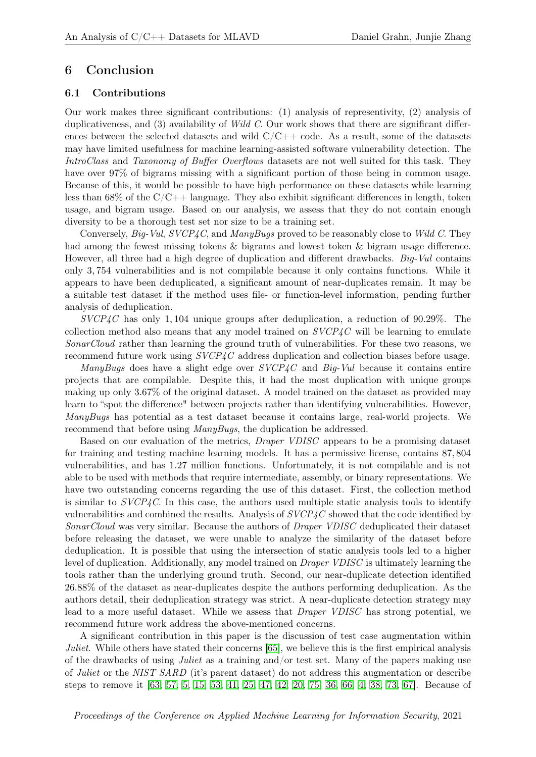## 6 Conclusion

### 6.1 Contributions

Our work makes three significant contributions: (1) analysis of representivity, (2) analysis of duplicativeness, and (3) availability of *Wild C*. Our work shows that there are significant differences between the selected datasets and wild C/C++ code. As a result, some of the datasets may have limited usefulness for machine learning-assisted software vulnerability detection. The *IntroClass* and *Taxonomy of Buffer Overflows* datasets are not well suited for this task. They have over 97% of bigrams missing with a significant portion of those being in common usage. Because of this, it would be possible to have high performance on these datasets while learning less than 68% of the C/C++ language. They also exhibit significant differences in length, token usage, and bigram usage. Based on our analysis, we assess that they do not contain enough diversity to be a thorough test set nor size to be a training set.

Conversely, *Big-Vul*, *SVCP4C*, and *ManyBugs* proved to be reasonably close to *Wild C*. They had among the fewest missing tokens & bigrams and lowest token & bigram usage difference. However, all three had a high degree of duplication and different drawbacks. *Big-Vul* contains only 3,754 vulnerabilities and is not compilable because it only contains functions. While it appears to have been deduplicated, a significant amount of near-duplicates remain. It may be a suitable test dataset if the method uses file- or function-level information, pending further analysis of deduplication.

*SVCP4C* has only 1,104 unique groups after deduplication, a reduction of 90.29%. The collection method also means that any model trained on *SVCP4C* will be learning to emulate *SonarCloud* rather than learning the ground truth of vulnerabilities. For these two reasons, we recommend future work using *SVCP4C* address duplication and collection biases before usage.

*ManyBugs* does have a slight edge over *SVCP4C* and *Big-Vul* because it contains entire projects that are compilable. Despite this, it had the most duplication with unique groups making up only 3.67% of the original dataset. A model trained on the dataset as provided may learn to "spot the difference" between projects rather than identifying vulnerabilities. However, *ManyBugs* has potential as a test dataset because it contains large, real-world projects. We recommend that before using *ManyBugs*, the duplication be addressed.

Based on our evaluation of the metrics, *Draper VDISC* appears to be a promising dataset for training and testing machine learning models. It has a permissive license, contains 87,804 vulnerabilities, and has 1.27 million functions. Unfortunately, it is not compilable and is not able to be used with methods that require intermediate, assembly, or binary representations. We have two outstanding concerns regarding the use of this dataset. First, the collection method is similar to *SVCP4C*. In this case, the authors used multiple static analysis tools to identify vulnerabilities and combined the results. Analysis of *SVCP4C* showed that the code identified by *SonarCloud* was very similar. Because the authors of *Draper VDISC* deduplicated their dataset before releasing the dataset, we were unable to analyze the similarity of the dataset before deduplication. It is possible that using the intersection of static analysis tools led to a higher level of duplication. Additionally, any model trained on *Draper VDISC* is ultimately learning the tools rather than the underlying ground truth. Second, our near-duplicate detection identified 26.88% of the dataset as near-duplicates despite the authors performing deduplication. As the authors detail, their deduplication strategy was strict. A near-duplicate detection strategy may lead to a more useful dataset. While we assess that *Draper VDISC* has strong potential, we recommend future work address the above-mentioned concerns.

A significant contribution in this paper is the discussion of test case augmentation within *Juliet*. While others have stated their concerns [65], we believe this is the first empirical analysis of the drawbacks of using *Juliet* as a training and/or test set. Many of the papers making use of *Juliet* or the *NIST SARD* (it's parent dataset) do not address this augmentation or describe steps to remove it [63, 57, 5, 15, 53, 41, 25, 47, 42, 20, 75, 36, 66, 4, 38, 73, 67]. Because of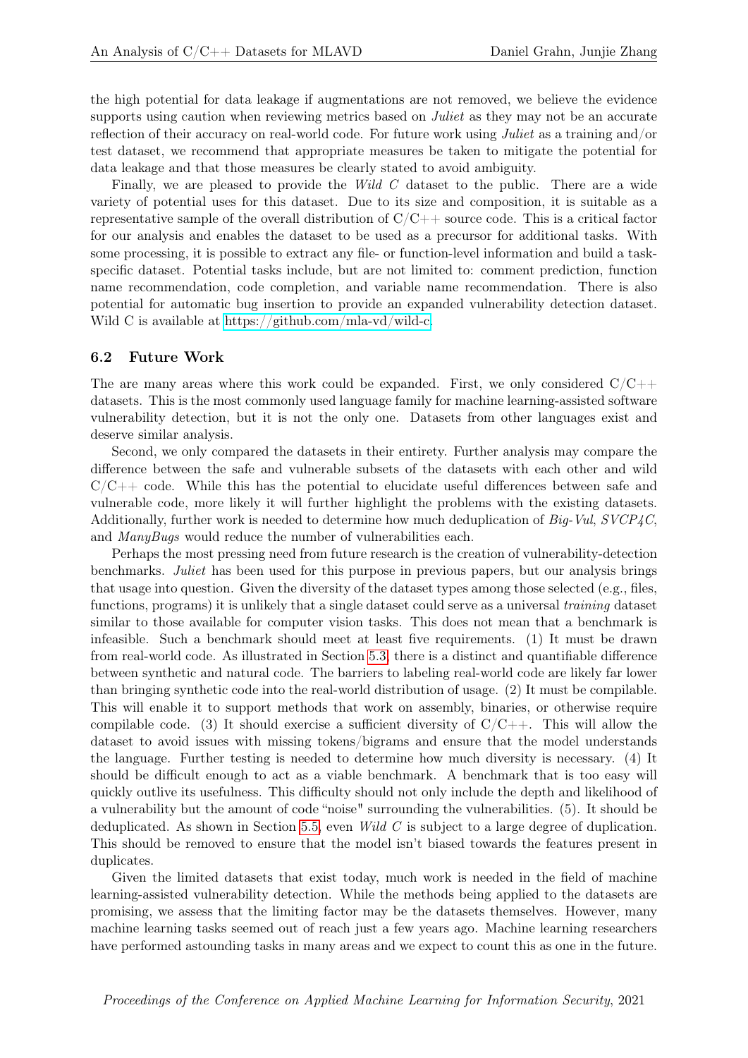the high potential for data leakage if augmentations are not removed, we believe the evidence supports using caution when reviewing metrics based on *Juliet* as they may not be an accurate reflection of their accuracy on real-world code. For future work using *Juliet* as a training and/or test dataset, we recommend that appropriate measures be taken to mitigate the potential for data leakage and that those measures be clearly stated to avoid ambiguity.

Finally, we are pleased to provide the *Wild C* dataset to the public. There are a wide variety of potential uses for this dataset. Due to its size and composition, it is suitable as a representative sample of the overall distribution of C/C++ source code. This is a critical factor for our analysis and enables the dataset to be used as a precursor for additional tasks. With some processing, it is possible to extract any file- or function-level information and build a task-specific dataset. Potential tasks include, but are not limited to: comment prediction, function name recommendation, code completion, and variable name recommendation. There is also potential for automatic bug insertion to provide an expanded vulnerability detection dataset. Wild C is available at https://github.com/mla-vd/wild-c.

### 6.2 Future Work

The are many areas where this work could be expanded. First, we only considered C/C++ datasets. This is the most commonly used language family for machine learning-assisted software vulnerability detection, but it is not the only one. Datasets from other languages exist and deserve similar analysis.

Second, we only compared the datasets in their entirety. Further analysis may compare the difference between the safe and vulnerable subsets of the datasets with each other and wild C/C++ code. While this has the potential to elucidate useful differences between safe and vulnerable code, more likely it will further highlight the problems with the existing datasets. Additionally, further work is needed to determine how much deduplication of *Big-Vul*, *SVCP4C*, and *ManyBugs* would reduce the number of vulnerabilities each.

Perhaps the most pressing need from future research is the creation of vulnerability-detection benchmarks. *Juliet* has been used for this purpose in previous papers, but our analysis brings that usage into question. Given the diversity of the dataset types among those selected (e.g., files, functions, programs) it is unlikely that a single dataset could serve as a universal *training* dataset similar to those available for computer vision tasks. This does not mean that a benchmark is infeasible. Such a benchmark should meet at least five requirements. (1) It must be drawn from real-world code. As illustrated in Section 5.3, there is a distinct and quantifiable difference between synthetic and natural code. The barriers to labeling real-world code are likely far lower than bringing synthetic code into the real-world distribution of usage. (2) It must be compilable. This will enable it to support methods that work on assembly, binaries, or otherwise require compilable code. (3) It should exercise a sufficient diversity of C/C++. This will allow the dataset to avoid issues with missing tokens/bigrams and ensure that the model understands the language. Further testing is needed to determine how much diversity is necessary. (4) It should be difficult enough to act as a viable benchmark. A benchmark that is too easy will quickly outlive its usefulness. This difficulty should not only include the depth and likelihood of a vulnerability but the amount of code "noise" surrounding the vulnerabilities. (5). It should be deduplicated. As shown in Section 5.5, even *Wild C* is subject to a large degree of duplication. This should be removed to ensure that the model isn't biased towards the features present in duplicates.

Given the limited datasets that exist today, much work is needed in the field of machine learning-assisted vulnerability detection. While the methods being applied to the datasets are promising, we assess that the limiting factor may be the datasets themselves. However, many machine learning tasks seemed out of reach just a few years ago. Machine learning researchers have performed astounding tasks in many areas and we expect to count this as one in the future.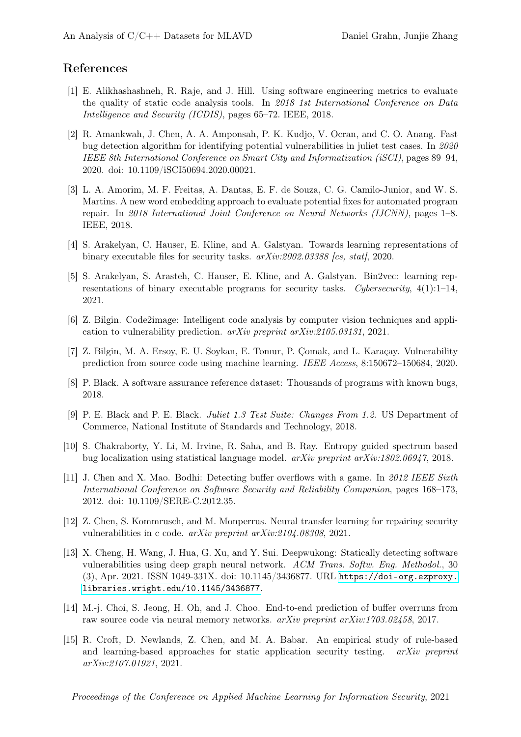## References

[1] E. Alikhashashneh, R. Raje, and J. Hill. Using software engineering metrics to evaluate the quality of static code analysis tools. In *2018 1st International Conference on Data Intelligence and Security (ICDIS)*, pages 65–72. IEEE, 2018.

[2] R. Amankwah, J. Chen, A. A. Amponsah, P. K. Kudjo, V. Ocran, and C. O. Anang. Fast bug detection algorithm for identifying potential vulnerabilities in juliet test cases. In *2020 IEEE 8th International Conference on Smart City and Informatization (iSCI)*, pages 89–94, 2020. doi: 10.1109/iSCI50694.2020.00021.

[3] L. A. Amorim, M. F. Freitas, A. Dantas, E. F. de Souza, C. G. Camilo-Junior, and W. S. Martins. A new word embedding approach to evaluate potential fixes for automated program repair. In *2018 International Joint Conference on Neural Networks (IJCNN)*, pages 1–8. IEEE, 2018.

[4] S. Arakelyan, C. Hauser, E. Kline, and A. Galstyan. Towards learning representations of binary executable files for security tasks. *arXiv:2002.03388 [cs, stat]*, 2020.

[5] S. Arakelyan, S. Arasteh, C. Hauser, E. Kline, and A. Galstyan. Bin2vec: learning representations of binary executable programs for security tasks. *Cybersecurity*, 4(1):1–14, 2021.

[6] Z. Bilgin. Code2image: Intelligent code analysis by computer vision techniques and application to vulnerability prediction. *arXiv preprint arXiv:2105.03131*, 2021.

[7] Z. Bilgin, M. A. Ersoy, E. U. Soykan, E. Tomur, P. Çomak, and L. Karaçay. Vulnerability prediction from source code using machine learning. *IEEE Access*, 8:150672–150684, 2020.

[8] P. Black. A software assurance reference dataset: Thousands of programs with known bugs, 2018.

[9] P. E. Black and P. E. Black. *Juliet 1.3 Test Suite: Changes From 1.2*. US Department of Commerce, National Institute of Standards and Technology, 2018.

[10] S. Chakraborty, Y. Li, M. Irvine, R. Saha, and B. Ray. Entropy guided spectrum based bug localization using statistical language model. *arXiv preprint arXiv:1802.06947*, 2018.

[11] J. Chen and X. Mao. Bodhi: Detecting buffer overflows with a game. In *2012 IEEE Sixth International Conference on Software Security and Reliability Companion*, pages 168–173, 2012. doi: 10.1109/SERE-C.2012.35.

[12] Z. Chen, S. Kommrusch, and M. Monperrus. Neural transfer learning for repairing security vulnerabilities in c code. *arXiv preprint arXiv:2104.08308*, 2021.

[13] X. Cheng, H. Wang, J. Hua, G. Xu, and Y. Sui. Deepwukong: Statically detecting software vulnerabilities using deep graph neural network. *ACM Trans. Softw. Eng. Methodol.*, 30 (3), Apr. 2021. ISSN 1049-331X. doi: 10.1145/3436877. URL https://doi-org.ezproxy.libraries.wright.edu/10.1145/3436877.

[14] M.-j. Choi, S. Jeong, H. Oh, and J. Choo. End-to-end prediction of buffer overruns from raw source code via neural memory networks. *arXiv preprint arXiv:1703.02458*, 2017.

[15] R. Croft, D. Newlands, Z. Chen, and M. A. Babar. An empirical study of rule-based and learning-based approaches for static application security testing. *arXiv preprint arXiv:2107.01921*, 2021.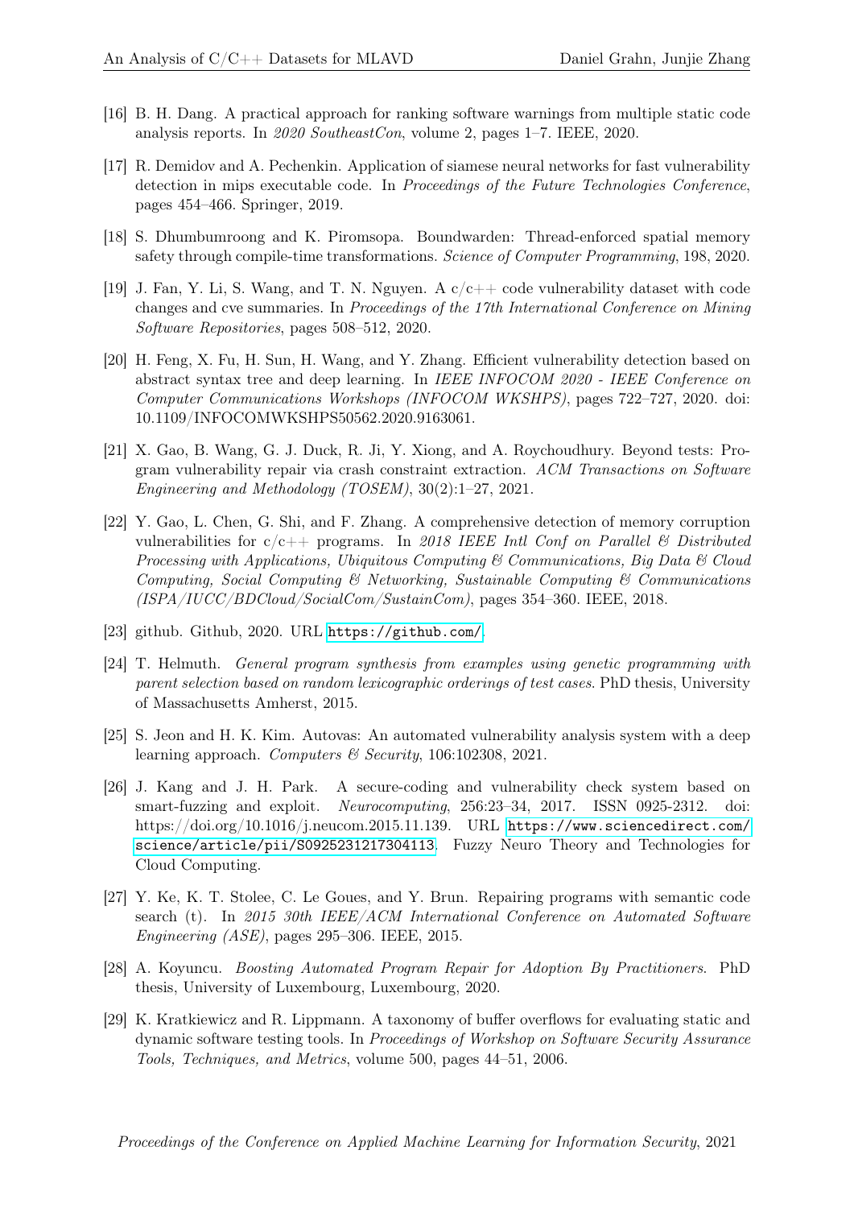[16] B. H. Dang. A practical approach for ranking software warnings from multiple static code analysis reports. In *2020 SoutheastCon*, volume 2, pages 1–7. IEEE, 2020.

[17] R. Demidov and A. Pechenkin. Application of siamese neural networks for fast vulnerability detection in mips executable code. In *Proceedings of the Future Technologies Conference*, pages 454–466. Springer, 2019.

[18] S. Dhumbumroong and K. Piromsopa. Boundwarden: Thread-enforced spatial memory safety through compile-time transformations. *Science of Computer Programming*, 198, 2020.

[19] J. Fan, Y. Li, S. Wang, and T. N. Nguyen. A c/c++ code vulnerability dataset with code changes and cve summaries. In *Proceedings of the 17th International Conference on Mining Software Repositories*, pages 508–512, 2020.

[20] H. Feng, X. Fu, H. Sun, H. Wang, and Y. Zhang. Efficient vulnerability detection based on abstract syntax tree and deep learning. In *IEEE INFOCOM 2020 - IEEE Conference on Computer Communications Workshops (INFOCOM WKSHPS)*, pages 722–727, 2020. doi: 10.1109/INFOCOMWKSHPS50562.2020.9163061.

[21] X. Gao, B. Wang, G. J. Duck, R. Ji, Y. Xiong, and A. Roychoudhury. Beyond tests: Program vulnerability repair via crash constraint extraction. *ACM Transactions on Software Engineering and Methodology (TOSEM)*, 30(2):1–27, 2021.

[22] Y. Gao, L. Chen, G. Shi, and F. Zhang. A comprehensive detection of memory corruption vulnerabilities for c/c++ programs. In *2018 IEEE Intl Conf on Parallel & Distributed Processing with Applications, Ubiquitous Computing & Communications, Big Data & Cloud Computing, Social Computing & Networking, Sustainable Computing & Communications (ISPA/IUCC/BDCloud/SocialCom/SustainCom)*, pages 354–360. IEEE, 2018.

[23] github. Github, 2020. URL https://github.com/.

[24] T. Helmuth. *General program synthesis from examples using genetic programming with parent selection based on random lexicographic orderings of test cases*. PhD thesis, University of Massachusetts Amherst, 2015.

[25] S. Jeon and H. K. Kim. Autovas: An automated vulnerability analysis system with a deep learning approach. *Computers & Security*, 106:102308, 2021.

[26] J. Kang and J. H. Park. A secure-coding and vulnerability check system based on smart-fuzzing and exploit. *Neurocomputing*, 256:23–34, 2017. ISSN 0925-2312. doi: https://doi.org/10.1016/j.neucom.2015.11.139. URL https://www.sciencedirect.com/science/article/pii/S0925231217304113. Fuzzy Neuro Theory and Technologies for Cloud Computing.

[27] Y. Ke, K. T. Stolee, C. Le Goues, and Y. Brun. Repairing programs with semantic code search (t). In *2015 30th IEEE/ACM International Conference on Automated Software Engineering (ASE)*, pages 295–306. IEEE, 2015.

[28] A. Koyuncu. *Boosting Automated Program Repair for Adoption By Practitioners*. PhD thesis, University of Luxembourg, Luxembourg, 2020.

[29] K. Kratkiewicz and R. Lippmann. A taxonomy of buffer overflows for evaluating static and dynamic software testing tools. In *Proceedings of Workshop on Software Security Assurance Tools, Techniques, and Metrics*, volume 500, pages 44–51, 2006.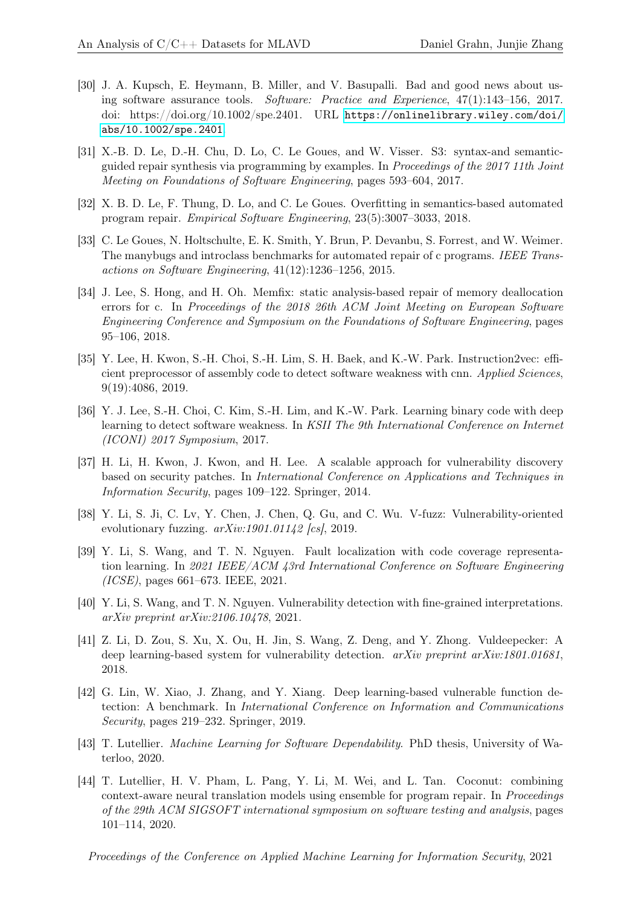[30] J. A. Kupsch, E. Heymann, B. Miller, and V. Basupalli. Bad and good news about using software assurance tools. *Software: Practice and Experience*, 47(1):143–156, 2017. doi: https://doi.org/10.1002/spe.2401. URL https://onlinelibrary.wiley.com/doi/abs/10.1002/spe.2401.

[31] X.-B. D. Le, D.-H. Chu, D. Lo, C. Le Goues, and W. Visser. S3: syntax-and semantic-guided repair synthesis via programming by examples. In *Proceedings of the 2017 11th Joint Meeting on Foundations of Software Engineering*, pages 593–604, 2017.

[32] X. B. D. Le, F. Thung, D. Lo, and C. Le Goues. Overfitting in semantics-based automated program repair. *Empirical Software Engineering*, 23(5):3007–3033, 2018.

[33] C. Le Goues, N. Holtschulte, E. K. Smith, Y. Brun, P. Devanbu, S. Forrest, and W. Weimer. The manybugs and introclass benchmarks for automated repair of c programs. *IEEE Transactions on Software Engineering*, 41(12):1236–1256, 2015.

[34] J. Lee, S. Hong, and H. Oh. Memfix: static analysis-based repair of memory deallocation errors for c. In *Proceedings of the 2018 26th ACM Joint Meeting on European Software Engineering Conference and Symposium on the Foundations of Software Engineering*, pages 95–106, 2018.

[35] Y. Lee, H. Kwon, S.-H. Choi, S.-H. Lim, S. H. Baek, and K.-W. Park. Instruction2vec: efficient preprocessor of assembly code to detect software weakness with cnn. *Applied Sciences*, 9(19):4086, 2019.

[36] Y. J. Lee, S.-H. Choi, C. Kim, S.-H. Lim, and K.-W. Park. Learning binary code with deep learning to detect software weakness. In *KSII The 9th International Conference on Internet (ICONI) 2017 Symposium*, 2017.

[37] H. Li, H. Kwon, J. Kwon, and H. Lee. A scalable approach for vulnerability discovery based on security patches. In *International Conference on Applications and Techniques in Information Security*, pages 109–122. Springer, 2014.

[38] Y. Li, S. Ji, C. Lv, Y. Chen, J. Chen, Q. Gu, and C. Wu. V-fuzz: Vulnerability-oriented evolutionary fuzzing. *arXiv:1901.01142 [cs]*, 2019.

[39] Y. Li, S. Wang, and T. N. Nguyen. Fault localization with code coverage representation learning. In *2021 IEEE/ACM 43rd International Conference on Software Engineering (ICSE)*, pages 661–673. IEEE, 2021.

[40] Y. Li, S. Wang, and T. N. Nguyen. Vulnerability detection with fine-grained interpretations. *arXiv preprint arXiv:2106.10478*, 2021.

[41] Z. Li, D. Zou, S. Xu, X. Ou, H. Jin, S. Wang, Z. Deng, and Y. Zhong. Vuldeepecker: A deep learning-based system for vulnerability detection. *arXiv preprint arXiv:1801.01681*, 2018.

[42] G. Lin, W. Xiao, J. Zhang, and Y. Xiang. Deep learning-based vulnerable function detection: A benchmark. In *International Conference on Information and Communications Security*, pages 219–232. Springer, 2019.

[43] T. Lutellier. *Machine Learning for Software Dependability*. PhD thesis, University of Waterloo, 2020.

[44] T. Lutellier, H. V. Pham, L. Pang, Y. Li, M. Wei, and L. Tan. Coconut: combining context-aware neural translation models using ensemble for program repair. In *Proceedings of the 29th ACM SIGSOFT international symposium on software testing and analysis*, pages 101–114, 2020.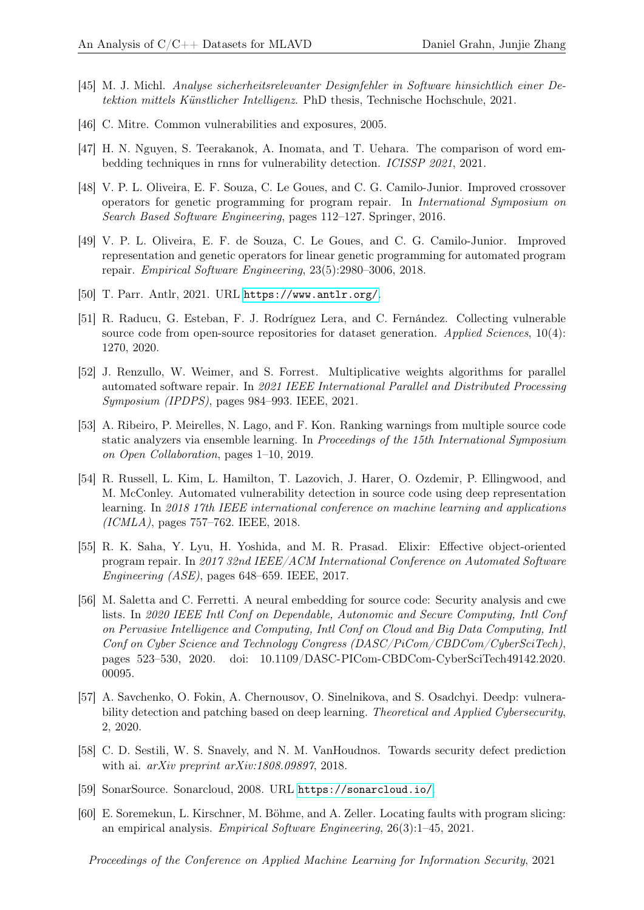- [45] M. J. Michl. *Analyse sicherheitsrelevanter Designfehler in Software hinsichtlich einer Detektion mittels Künstlicher Intelligenz*. PhD thesis, Technische Hochschule, 2021.
- [46] C. Mitre. Common vulnerabilities and exposures, 2005.
- [47] H. N. Nguyen, S. Teerakanok, A. Inomata, and T. Uehara. The comparison of word embedding techniques in rnns for vulnerability detection. *ICISSP 2021*, 2021.
- [48] V. P. L. Oliveira, E. F. Souza, C. Le Goues, and C. G. Camilo-Junior. Improved crossover operators for genetic programming for program repair. In *International Symposium on Search Based Software Engineering*, pages 112–127. Springer, 2016.
- [49] V. P. L. Oliveira, E. F. de Souza, C. Le Goues, and C. G. Camilo-Junior. Improved representation and genetic operators for linear genetic programming for automated program repair. *Empirical Software Engineering*, 23(5):2980–3006, 2018.
- [50] T. Parr. Antlr, 2021. URL https://www.antlr.org/.
- [51] R. Raducu, G. Esteban, F. J. Rodríguez Lera, and C. Fernández. Collecting vulnerable source code from open-source repositories for dataset generation. *Applied Sciences*, 10(4): 1270, 2020.
- [52] J. Renzullo, W. Weimer, and S. Forrest. Multiplicative weights algorithms for parallel automated software repair. In *2021 IEEE International Parallel and Distributed Processing Symposium (IPDPS)*, pages 984–993. IEEE, 2021.
- [53] A. Ribeiro, P. Meirelles, N. Lago, and F. Kon. Ranking warnings from multiple source code static analyzers via ensemble learning. In *Proceedings of the 15th International Symposium on Open Collaboration*, pages 1–10, 2019.
- [54] R. Russell, L. Kim, L. Hamilton, T. Lazovich, J. Harer, O. Ozdemir, P. Ellingwood, and M. McConley. Automated vulnerability detection in source code using deep representation learning. In *2018 17th IEEE international conference on machine learning and applications (ICMLA)*, pages 757–762. IEEE, 2018.
- [55] R. K. Saha, Y. Lyu, H. Yoshida, and M. R. Prasad. Elixir: Effective object-oriented program repair. In *2017 32nd IEEE/ACM International Conference on Automated Software Engineering (ASE)*, pages 648–659. IEEE, 2017.
- [56] M. Saletta and C. Ferretti. A neural embedding for source code: Security analysis and cwe lists. In *2020 IEEE Intl Conf on Dependable, Autonomic and Secure Computing, Intl Conf on Pervasive Intelligence and Computing, Intl Conf on Cloud and Big Data Computing, Intl Conf on Cyber Science and Technology Congress (DASC/PiCom/CBDCom/CyberSciTech)*, pages 523–530, 2020. doi: 10.1109/DASC-PICom-CBDCom-CyberSciTech49142.2020.00095.
- [57] A. Savchenko, O. Fokin, A. Chernousov, O. Sinelnikova, and S. Osadchyi. Deedp: vulnerability detection and patching based on deep learning. *Theoretical and Applied Cybersecurity*, 2, 2020.
- [58] C. D. Sestili, W. S. Snavely, and N. M. VanHoudnos. Towards security defect prediction with ai. *arXiv preprint arXiv:1808.09897*, 2018.
- [59] SonarSource. Sonarcloud, 2008. URL https://sonarcloud.io/.
- [60] E. Soremekun, L. Kirschner, M. Böhme, and A. Zeller. Locating faults with program slicing: an empirical analysis. *Empirical Software Engineering*, 26(3):1–45, 2021.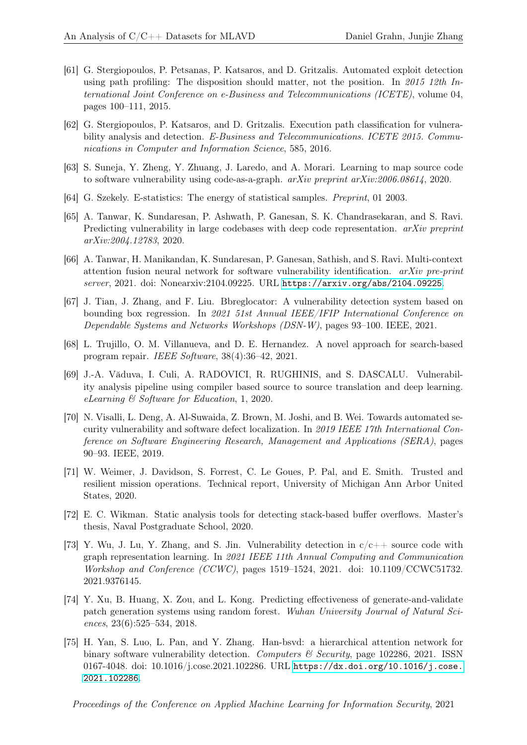[61] G. Stergiopoulos, P. Petsanas, P. Katsaros, and D. Gritzalis. Automated exploit detection using path profiling: The disposition should matter, not the position. In *2015 12th International Joint Conference on e-Business and Telecommunications (ICETE)*, volume 04, pages 100–111, 2015.

[62] G. Stergiopoulos, P. Katsaros, and D. Gritzalis. Execution path classification for vulnerability analysis and detection. *E-Business and Telecommunications. ICETE 2015. Communications in Computer and Information Science*, 585, 2016.

[63] S. Suneja, Y. Zheng, Y. Zhuang, J. Laredo, and A. Morari. Learning to map source code to software vulnerability using code-as-a-graph. *arXiv preprint arXiv:2006.08614*, 2020.

[64] G. Szekely. E-statistics: The energy of statistical samples. *Preprint*, 01 2003.

[65] A. Tanwar, K. Sundaresan, P. Ashwath, P. Ganesan, S. K. Chandrasekaran, and S. Ravi. Predicting vulnerability in large codebases with deep code representation. *arXiv preprint arXiv:2004.12783*, 2020.

[66] A. Tanwar, H. Manikandan, K. Sundaresan, P. Ganesan, Sathish, and S. Ravi. Multi-context attention fusion neural network for software vulnerability identification. *arXiv pre-print server*, 2021. doi: Nonearxiv:2104.09225. URL https://arxiv.org/abs/2104.09225.

[67] J. Tian, J. Zhang, and F. Liu. Bbreglocator: A vulnerability detection system based on bounding box regression. In *2021 51st Annual IEEE/IFIP International Conference on Dependable Systems and Networks Workshops (DSN-W)*, pages 93–100. IEEE, 2021.

[68] L. Trujillo, O. M. Villanueva, and D. E. Hernandez. A novel approach for search-based program repair. *IEEE Software*, 38(4):36–42, 2021.

[69] J.-A. Văduva, I. Culi, A. RADOVICI, R. RUGHINIS, and S. DASCALU. Vulnerability analysis pipeline using compiler based source to source translation and deep learning. *eLearning & Software for Education*, 1, 2020.

[70] N. Visalli, L. Deng, A. Al-Suwaida, Z. Brown, M. Joshi, and B. Wei. Towards automated security vulnerability and software defect localization. In *2019 IEEE 17th International Conference on Software Engineering Research, Management and Applications (SERA)*, pages 90–93. IEEE, 2019.

[71] W. Weimer, J. Davidson, S. Forrest, C. Le Goues, P. Pal, and E. Smith. Trusted and resilient mission operations. Technical report, University of Michigan Ann Arbor United States, 2020.

[72] E. C. Wikman. Static analysis tools for detecting stack-based buffer overflows. Master's thesis, Naval Postgraduate School, 2020.

[73] Y. Wu, J. Lu, Y. Zhang, and S. Jin. Vulnerability detection in c/c++ source code with graph representation learning. In *2021 IEEE 11th Annual Computing and Communication Workshop and Conference (CCWC)*, pages 1519–1524, 2021. doi: 10.1109/CCWC51732.2021.9376145.

[74] Y. Xu, B. Huang, X. Zou, and L. Kong. Predicting effectiveness of generate-and-validate patch generation systems using random forest. *Wuhan University Journal of Natural Sciences*, 23(6):525–534, 2018.

[75] H. Yan, S. Luo, L. Pan, and Y. Zhang. Han-bsvd: a hierarchical attention network for binary software vulnerability detection. *Computers & Security*, page 102286, 2021. ISSN 0167-4048. doi: 10.1016/j.cose.2021.102286. URL https://dx.doi.org/10.1016/j.cose.2021.102286.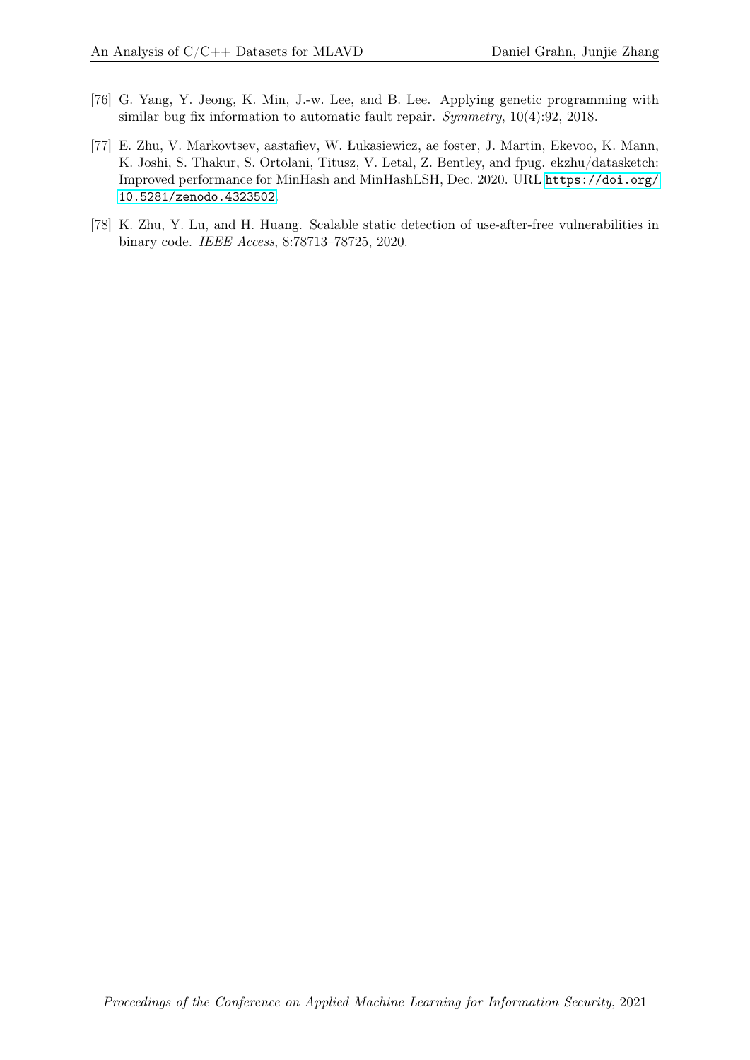[76] G. Yang, Y. Jeong, K. Min, J.-w. Lee, and B. Lee. Applying genetic programming with similar bug fix information to automatic fault repair. *Symmetry*, 10(4):92, 2018.

[77] E. Zhu, V. Markovtsev, aastafiev, W. Łukasiewicz, ae foster, J. Martin, Ekevoo, K. Mann, K. Joshi, S. Thakur, S. Ortolani, Titusz, V. Letal, Z. Bentley, and fpug. ekzhu/datasketch: Improved performance for MinHash and MinHashLSH, Dec. 2020. URL `https://doi.org/10.5281/zenodo.4323502`.

[78] K. Zhu, Y. Lu, and H. Huang. Scalable static detection of use-after-free vulnerabilities in binary code. *IEEE Access*, 8:78713–78725, 2020.